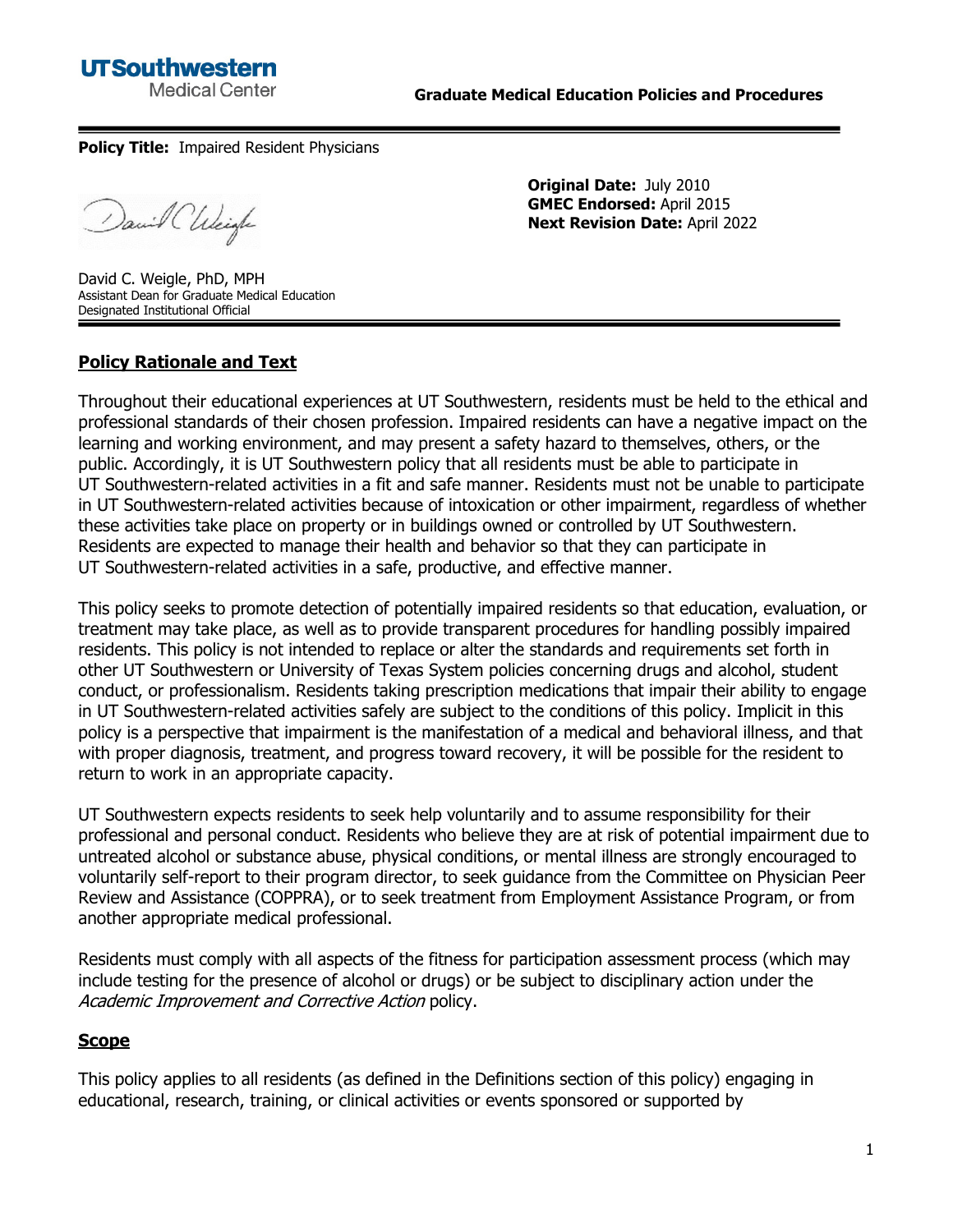**UTSouthwestern**
Medical Center

**Graduate Medical Education Policies and Procedures**

---

**Policy Title:** Impaired Resident Physicians

David C. Weigle, PhD, MPH
Assistant Dean for Graduate Medical Education
Designated Institutional Official

**Original Date:** July 2010
**GMEC Endorsed:** April 2015
**Next Revision Date:** April 2022

---

## Policy Rationale and Text

Throughout their educational experiences at UT Southwestern, residents must be held to the ethical and professional standards of their chosen profession. Impaired residents can have a negative impact on the learning and working environment, and may present a safety hazard to themselves, others, or the public. Accordingly, it is UT Southwestern policy that all residents must be able to participate in UT Southwestern-related activities in a fit and safe manner. Residents must not be unable to participate in UT Southwestern-related activities because of intoxication or other impairment, regardless of whether these activities take place on property or in buildings owned or controlled by UT Southwestern. Residents are expected to manage their health and behavior so that they can participate in UT Southwestern-related activities in a safe, productive, and effective manner.

This policy seeks to promote detection of potentially impaired residents so that education, evaluation, or treatment may take place, as well as to provide transparent procedures for handling possibly impaired residents. This policy is not intended to replace or alter the standards and requirements set forth in other UT Southwestern or University of Texas System policies concerning drugs and alcohol, student conduct, or professionalism. Residents taking prescription medications that impair their ability to engage in UT Southwestern-related activities safely are subject to the conditions of this policy. Implicit in this policy is a perspective that impairment is the manifestation of a medical and behavioral illness, and that with proper diagnosis, treatment, and progress toward recovery, it will be possible for the resident to return to work in an appropriate capacity.

UT Southwestern expects residents to seek help voluntarily and to assume responsibility for their professional and personal conduct. Residents who believe they are at risk of potential impairment due to untreated alcohol or substance abuse, physical conditions, or mental illness are strongly encouraged to voluntarily self-report to their program director, to seek guidance from the Committee on Physician Peer Review and Assistance (COPPRA), or to seek treatment from Employment Assistance Program, or from another appropriate medical professional.

Residents must comply with all aspects of the fitness for participation assessment process (which may include testing for the presence of alcohol or drugs) or be subject to disciplinary action under the *Academic Improvement and Corrective Action* policy.

## Scope

This policy applies to all residents (as defined in the Definitions section of this policy) engaging in educational, research, training, or clinical activities or events sponsored or supported by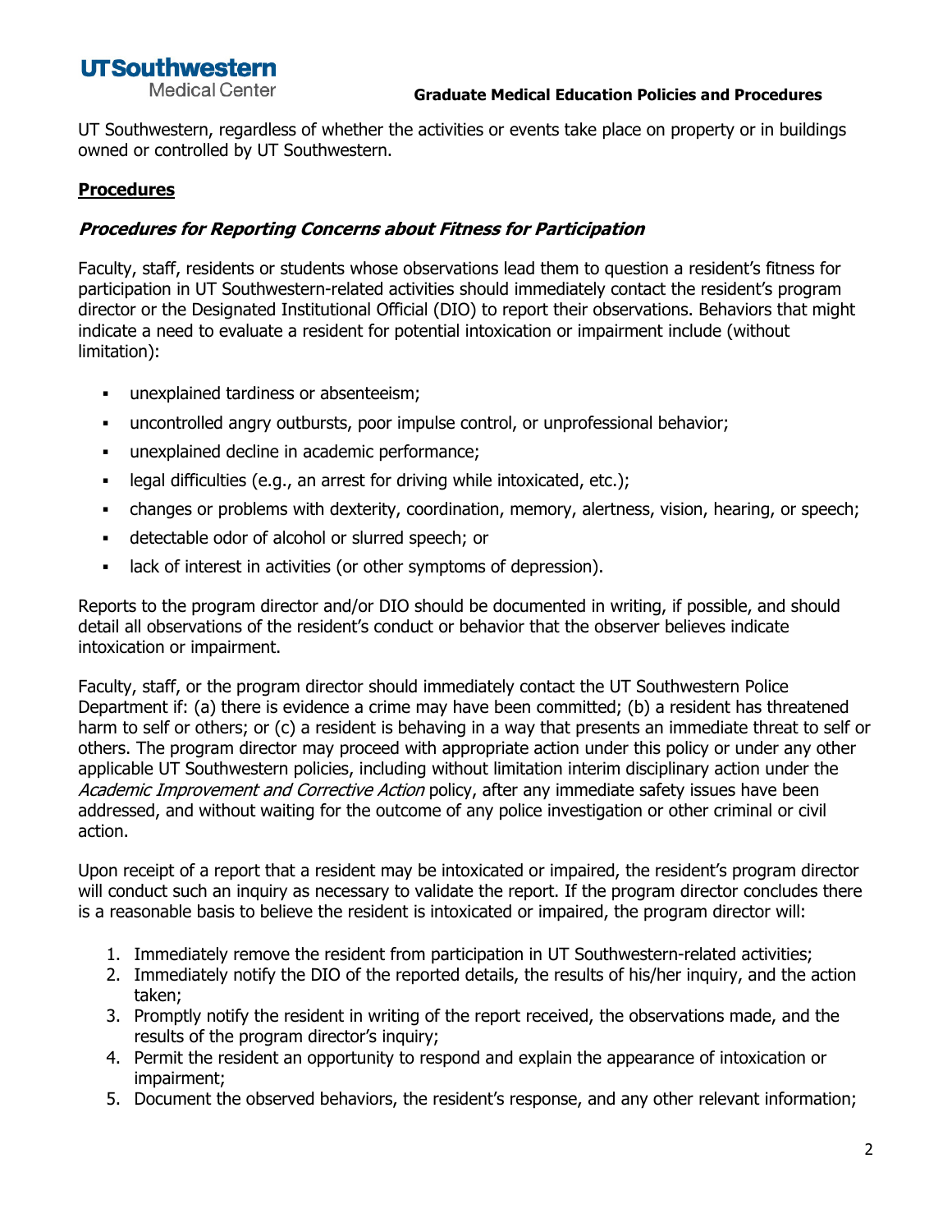UT Southwestern, regardless of whether the activities or events take place on property or in buildings owned or controlled by UT Southwestern.

## Procedures

### *Procedures for Reporting Concerns about Fitness for Participation*

Faculty, staff, residents or students whose observations lead them to question a resident's fitness for participation in UT Southwestern-related activities should immediately contact the resident's program director or the Designated Institutional Official (DIO) to report their observations. Behaviors that might indicate a need to evaluate a resident for potential intoxication or impairment include (without limitation):

- unexplained tardiness or absenteeism;
- uncontrolled angry outbursts, poor impulse control, or unprofessional behavior;
- unexplained decline in academic performance;
- legal difficulties (e.g., an arrest for driving while intoxicated, etc.);
- changes or problems with dexterity, coordination, memory, alertness, vision, hearing, or speech;
- detectable odor of alcohol or slurred speech; or
- lack of interest in activities (or other symptoms of depression).

Reports to the program director and/or DIO should be documented in writing, if possible, and should detail all observations of the resident's conduct or behavior that the observer believes indicate intoxication or impairment.

Faculty, staff, or the program director should immediately contact the UT Southwestern Police Department if: (a) there is evidence a crime may have been committed; (b) a resident has threatened harm to self or others; or (c) a resident is behaving in a way that presents an immediate threat to self or others. The program director may proceed with appropriate action under this policy or under any other applicable UT Southwestern policies, including without limitation interim disciplinary action under the *Academic Improvement and Corrective Action* policy, after any immediate safety issues have been addressed, and without waiting for the outcome of any police investigation or other criminal or civil action.

Upon receipt of a report that a resident may be intoxicated or impaired, the resident's program director will conduct such an inquiry as necessary to validate the report. If the program director concludes there is a reasonable basis to believe the resident is intoxicated or impaired, the program director will:

1. Immediately remove the resident from participation in UT Southwestern-related activities;
2. Immediately notify the DIO of the reported details, the results of his/her inquiry, and the action taken;
3. Promptly notify the resident in writing of the report received, the observations made, and the results of the program director's inquiry;
4. Permit the resident an opportunity to respond and explain the appearance of intoxication or impairment;
5. Document the observed behaviors, the resident's response, and any other relevant information;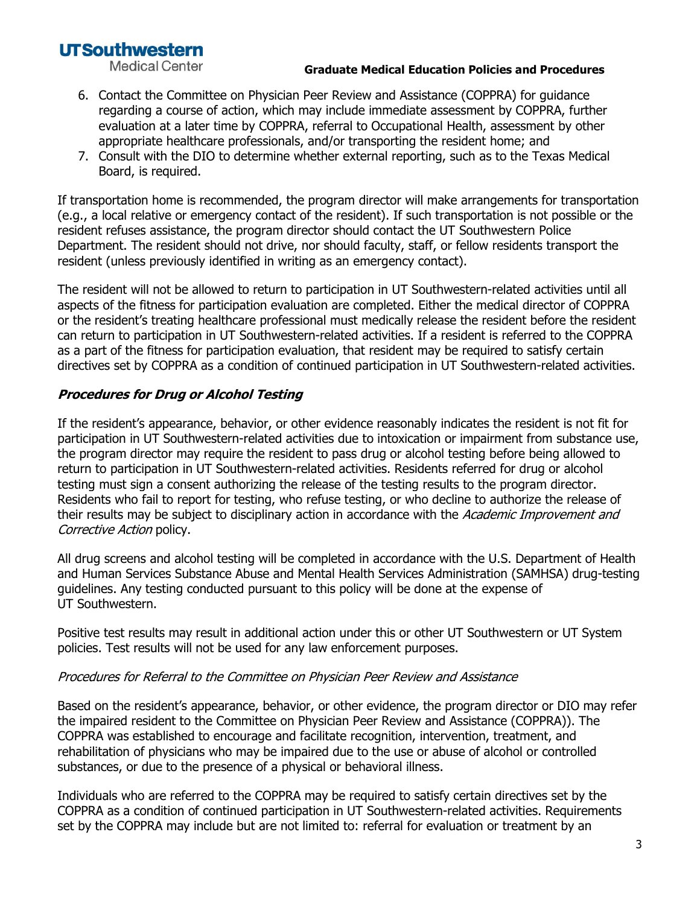6. Contact the Committee on Physician Peer Review and Assistance (COPPRA) for guidance regarding a course of action, which may include immediate assessment by COPPRA, further evaluation at a later time by COPPRA, referral to Occupational Health, assessment by other appropriate healthcare professionals, and/or transporting the resident home; and
7. Consult with the DIO to determine whether external reporting, such as to the Texas Medical Board, is required.

If transportation home is recommended, the program director will make arrangements for transportation (e.g., a local relative or emergency contact of the resident). If such transportation is not possible or the resident refuses assistance, the program director should contact the UT Southwestern Police Department. The resident should not drive, nor should faculty, staff, or fellow residents transport the resident (unless previously identified in writing as an emergency contact).

The resident will not be allowed to return to participation in UT Southwestern-related activities until all aspects of the fitness for participation evaluation are completed. Either the medical director of COPPRA or the resident's treating healthcare professional must medically release the resident before the resident can return to participation in UT Southwestern-related activities. If a resident is referred to the COPPRA as a part of the fitness for participation evaluation, that resident may be required to satisfy certain directives set by COPPRA as a condition of continued participation in UT Southwestern-related activities.

### ***Procedures for Drug or Alcohol Testing***

If the resident's appearance, behavior, or other evidence reasonably indicates the resident is not fit for participation in UT Southwestern-related activities due to intoxication or impairment from substance use, the program director may require the resident to pass drug or alcohol testing before being allowed to return to participation in UT Southwestern-related activities. Residents referred for drug or alcohol testing must sign a consent authorizing the release of the testing results to the program director. Residents who fail to report for testing, who refuse testing, or who decline to authorize the release of their results may be subject to disciplinary action in accordance with the *Academic Improvement and Corrective Action* policy.

All drug screens and alcohol testing will be completed in accordance with the U.S. Department of Health and Human Services Substance Abuse and Mental Health Services Administration (SAMHSA) drug-testing guidelines. Any testing conducted pursuant to this policy will be done at the expense of UT Southwestern.

Positive test results may result in additional action under this or other UT Southwestern or UT System policies. Test results will not be used for any law enforcement purposes.

*Procedures for Referral to the Committee on Physician Peer Review and Assistance*

Based on the resident's appearance, behavior, or other evidence, the program director or DIO may refer the impaired resident to the Committee on Physician Peer Review and Assistance (COPPRA)). The COPPRA was established to encourage and facilitate recognition, intervention, treatment, and rehabilitation of physicians who may be impaired due to the use or abuse of alcohol or controlled substances, or due to the presence of a physical or behavioral illness.

Individuals who are referred to the COPPRA may be required to satisfy certain directives set by the COPPRA as a condition of continued participation in UT Southwestern-related activities. Requirements set by the COPPRA may include but are not limited to: referral for evaluation or treatment by an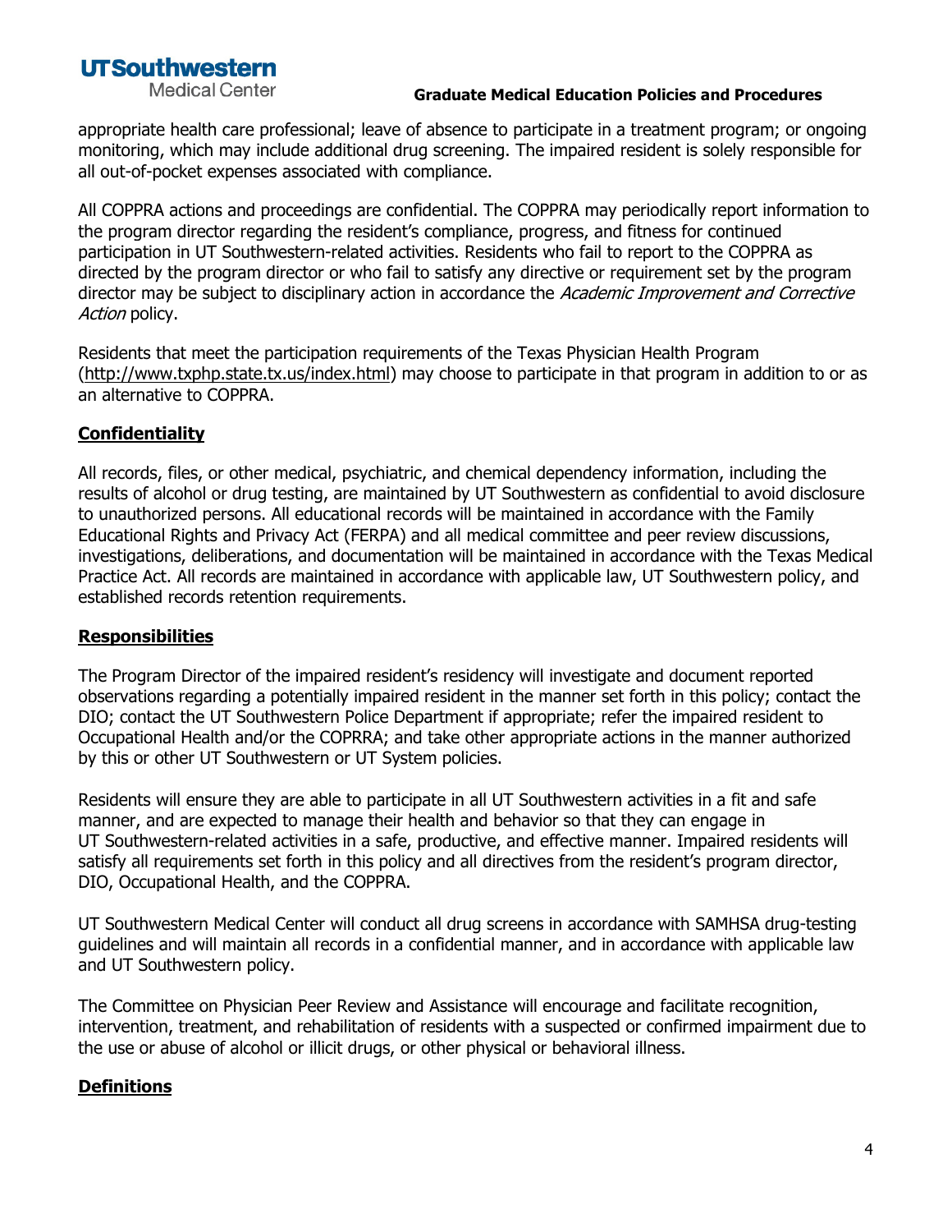appropriate health care professional; leave of absence to participate in a treatment program; or ongoing monitoring, which may include additional drug screening. The impaired resident is solely responsible for all out-of-pocket expenses associated with compliance.

All COPPRA actions and proceedings are confidential. The COPPRA may periodically report information to the program director regarding the resident's compliance, progress, and fitness for continued participation in UT Southwestern-related activities. Residents who fail to report to the COPPRA as directed by the program director or who fail to satisfy any directive or requirement set by the program director may be subject to disciplinary action in accordance the *Academic Improvement and Corrective Action* policy.

Residents that meet the participation requirements of the Texas Physician Health Program (http://www.txphp.state.tx.us/index.html) may choose to participate in that program in addition to or as an alternative to COPPRA.

## Confidentiality

All records, files, or other medical, psychiatric, and chemical dependency information, including the results of alcohol or drug testing, are maintained by UT Southwestern as confidential to avoid disclosure to unauthorized persons. All educational records will be maintained in accordance with the Family Educational Rights and Privacy Act (FERPA) and all medical committee and peer review discussions, investigations, deliberations, and documentation will be maintained in accordance with the Texas Medical Practice Act. All records are maintained in accordance with applicable law, UT Southwestern policy, and established records retention requirements.

## Responsibilities

The Program Director of the impaired resident's residency will investigate and document reported observations regarding a potentially impaired resident in the manner set forth in this policy; contact the DIO; contact the UT Southwestern Police Department if appropriate; refer the impaired resident to Occupational Health and/or the COPRRA; and take other appropriate actions in the manner authorized by this or other UT Southwestern or UT System policies.

Residents will ensure they are able to participate in all UT Southwestern activities in a fit and safe manner, and are expected to manage their health and behavior so that they can engage in UT Southwestern-related activities in a safe, productive, and effective manner. Impaired residents will satisfy all requirements set forth in this policy and all directives from the resident's program director, DIO, Occupational Health, and the COPPRA.

UT Southwestern Medical Center will conduct all drug screens in accordance with SAMHSA drug-testing guidelines and will maintain all records in a confidential manner, and in accordance with applicable law and UT Southwestern policy.

The Committee on Physician Peer Review and Assistance will encourage and facilitate recognition, intervention, treatment, and rehabilitation of residents with a suspected or confirmed impairment due to the use or abuse of alcohol or illicit drugs, or other physical or behavioral illness.

## Definitions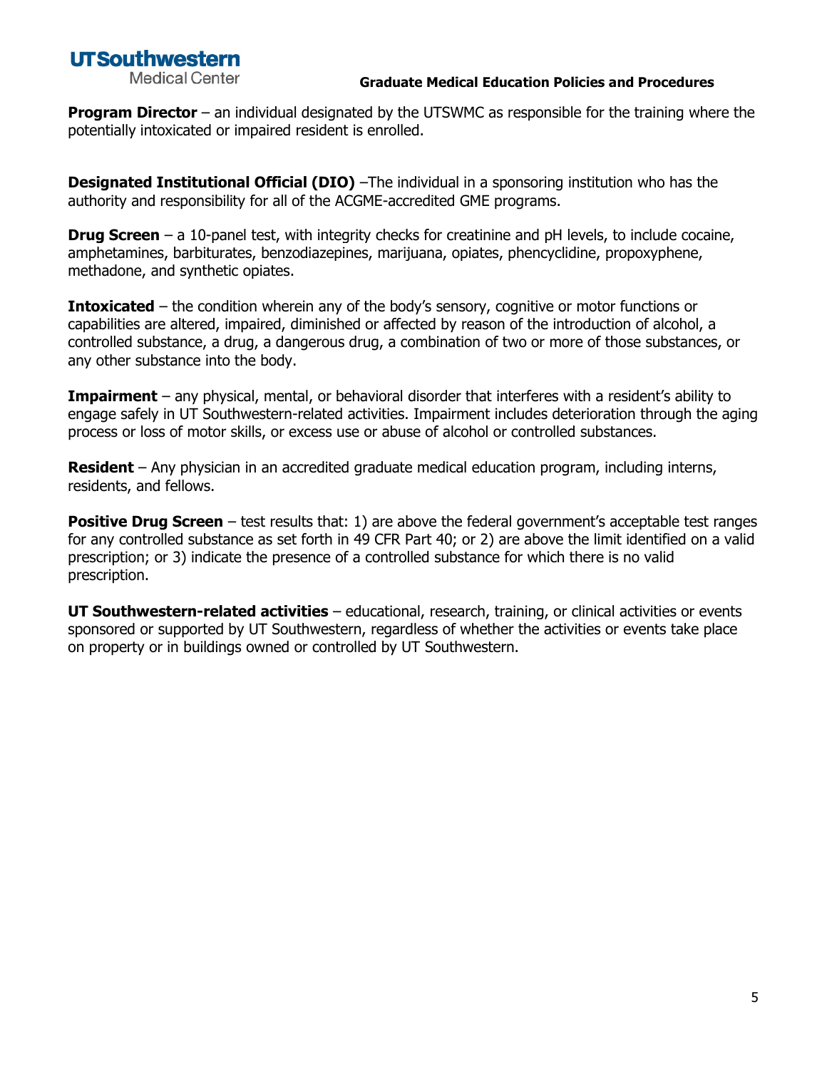**Program Director** – an individual designated by the UTSWMC as responsible for the training where the potentially intoxicated or impaired resident is enrolled.

**Designated Institutional Official (DIO)** –The individual in a sponsoring institution who has the authority and responsibility for all of the ACGME-accredited GME programs.

**Drug Screen** – a 10-panel test, with integrity checks for creatinine and pH levels, to include cocaine, amphetamines, barbiturates, benzodiazepines, marijuana, opiates, phencyclidine, propoxyphene, methadone, and synthetic opiates.

**Intoxicated** – the condition wherein any of the body's sensory, cognitive or motor functions or capabilities are altered, impaired, diminished or affected by reason of the introduction of alcohol, a controlled substance, a drug, a dangerous drug, a combination of two or more of those substances, or any other substance into the body.

**Impairment** – any physical, mental, or behavioral disorder that interferes with a resident's ability to engage safely in UT Southwestern-related activities. Impairment includes deterioration through the aging process or loss of motor skills, or excess use or abuse of alcohol or controlled substances.

**Resident** – Any physician in an accredited graduate medical education program, including interns, residents, and fellows.

**Positive Drug Screen** – test results that: 1) are above the federal government's acceptable test ranges for any controlled substance as set forth in 49 CFR Part 40; or 2) are above the limit identified on a valid prescription; or 3) indicate the presence of a controlled substance for which there is no valid prescription.

**UT Southwestern-related activities** – educational, research, training, or clinical activities or events sponsored or supported by UT Southwestern, regardless of whether the activities or events take place on property or in buildings owned or controlled by UT Southwestern.